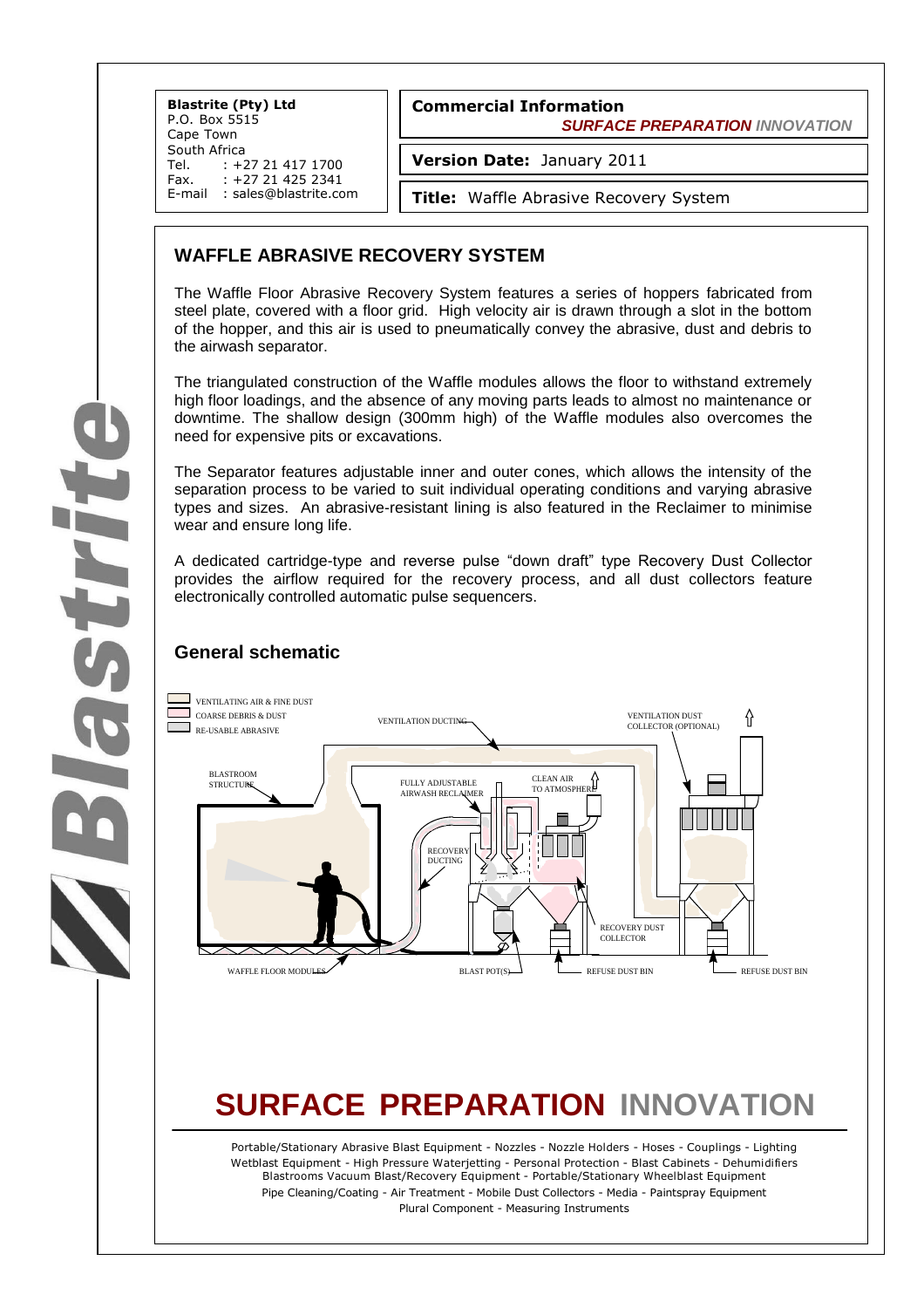**Blastrite (Pty) Ltd**
P.O. Box 5515
Cape Town
South Africa
Tel. : +27 21 417 1700
Fax. : +27 21 425 2341
E-mail : sales@blastrite.com

**Commercial Information**
***SURFACE PREPARATION INNOVATION***

**Version Date:** January 2011

**Title:** Waffle Abrasive Recovery System

## WAFFLE ABRASIVE RECOVERY SYSTEM

The Waffle Floor Abrasive Recovery System features a series of hoppers fabricated from steel plate, covered with a floor grid. High velocity air is drawn through a slot in the bottom of the hopper, and this air is used to pneumatically convey the abrasive, dust and debris to the airwash separator.

The triangulated construction of the Waffle modules allows the floor to withstand extremely high floor loadings, and the absence of any moving parts leads to almost no maintenance or downtime. The shallow design (300mm high) of the Waffle modules also overcomes the need for expensive pits or excavations.

The Separator features adjustable inner and outer cones, which allows the intensity of the separation process to be varied to suit individual operating conditions and varying abrasive types and sizes. An abrasive-resistant lining is also featured in the Reclaimer to minimise wear and ensure long life.

A dedicated cartridge-type and reverse pulse "down draft" type Recovery Dust Collector provides the airflow required for the recovery process, and all dust collectors feature electronically controlled automatic pulse sequencers.

## General schematic

VENTILATING AIR & FINE DUST
COARSE DEBRIS & DUST
RE-USABLE ABRASIVE

VENTILATION DUCTING
VENTILATION DUST COLLECTOR (OPTIONAL)
BLASTROOM STRUCTURE
FULLY ADJUSTABLE AIRWASH RECLAIMER
CLEAN AIR TO ATMOSPHERE
RECOVERY DUCTING
RECOVERY DUST COLLECTOR
WAFFLE FLOOR MODULES
BLAST POT(S)
REFUSE DUST BIN
REFUSE DUST BIN

# SURFACE PREPARATION INNOVATION

Portable/Stationary Abrasive Blast Equipment - Nozzles - Nozzle Holders - Hoses - Couplings - Lighting
Wetblast Equipment - High Pressure Waterjetting - Personal Protection - Blast Cabinets - Dehumidifiers
Blastrooms Vacuum Blast/Recovery Equipment - Portable/Stationary Wheelblast Equipment
Pipe Cleaning/Coating - Air Treatment - Mobile Dust Collectors - Media - Paintspray Equipment
Plural Component - Measuring Instruments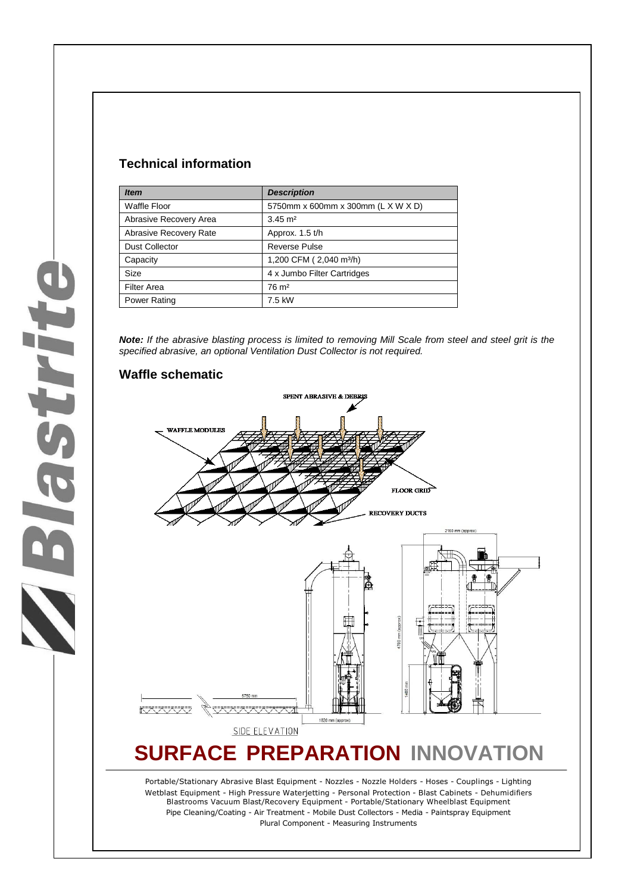## Technical information

| *Item* | *Description* |
|---|---|
| Waffle Floor | 5750mm x 600mm x 300mm (L X W X D) |
| Abrasive Recovery Area | 3.45 m² |
| Abrasive Recovery Rate | Approx. 1.5 t/h |
| Dust Collector | Reverse Pulse |
| Capacity | 1,200 CFM ( 2,040 m³/h) |
| Size | 4 x Jumbo Filter Cartridges |
| Filter Area | 76 m² |
| Power Rating | 7.5 kW |

***Note:*** *If the abrasive blasting process is limited to removing Mill Scale from steel and steel grit is the specified abrasive, an optional Ventilation Dust Collector is not required.*

## Waffle schematic

SPENT ABRASIVE & DEBRIS
WAFFLE MODULES
FLOOR GRID
RECOVERY DUCTS

2160 mm (approx)
4760 mm (approx)
1400 mm
5750 mm
1820 mm (approx)
SIDE ELEVATION

# SURFACE PREPARATION INNOVATION

Portable/Stationary Abrasive Blast Equipment - Nozzles - Nozzle Holders - Hoses - Couplings - Lighting
Wetblast Equipment - High Pressure Waterjetting - Personal Protection - Blast Cabinets - Dehumidifiers
Blastrooms Vacuum Blast/Recovery Equipment - Portable/Stationary Wheelblast Equipment
Pipe Cleaning/Coating - Air Treatment - Mobile Dust Collectors - Media - Paintspray Equipment
Plural Component - Measuring Instruments